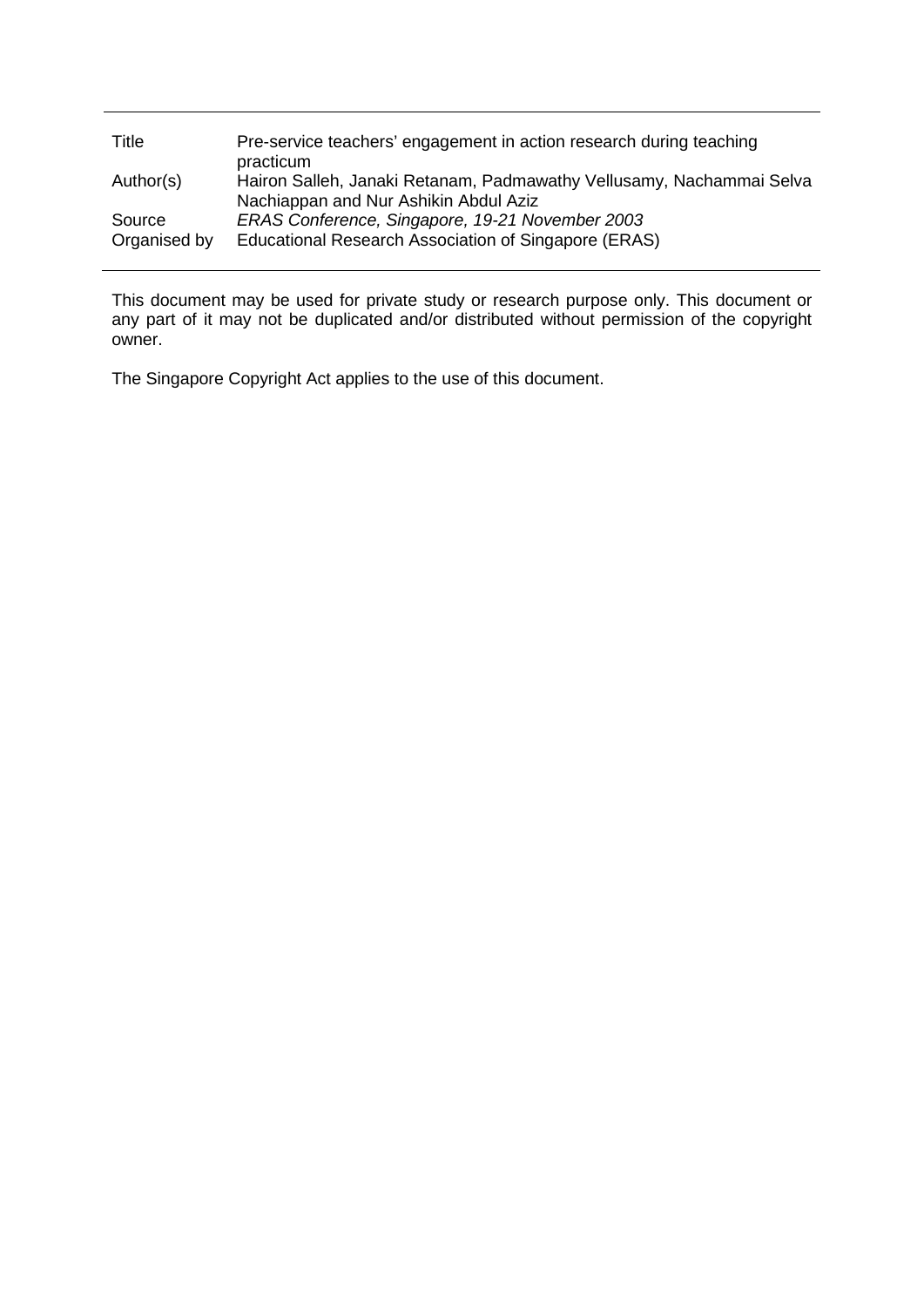| | |
|---|---|
| Title | Pre-service teachers' engagement in action research during teaching practicum |
| Author(s) | Hairon Salleh, Janaki Retanam, Padmawathy Vellusamy, Nachammai Selva Nachiappan and Nur Ashikin Abdul Aziz |
| Source | *ERAS Conference, Singapore, 19-21 November 2003* |
| Organised by | Educational Research Association of Singapore (ERAS) |

This document may be used for private study or research purpose only. This document or any part of it may not be duplicated and/or distributed without permission of the copyright owner.

The Singapore Copyright Act applies to the use of this document.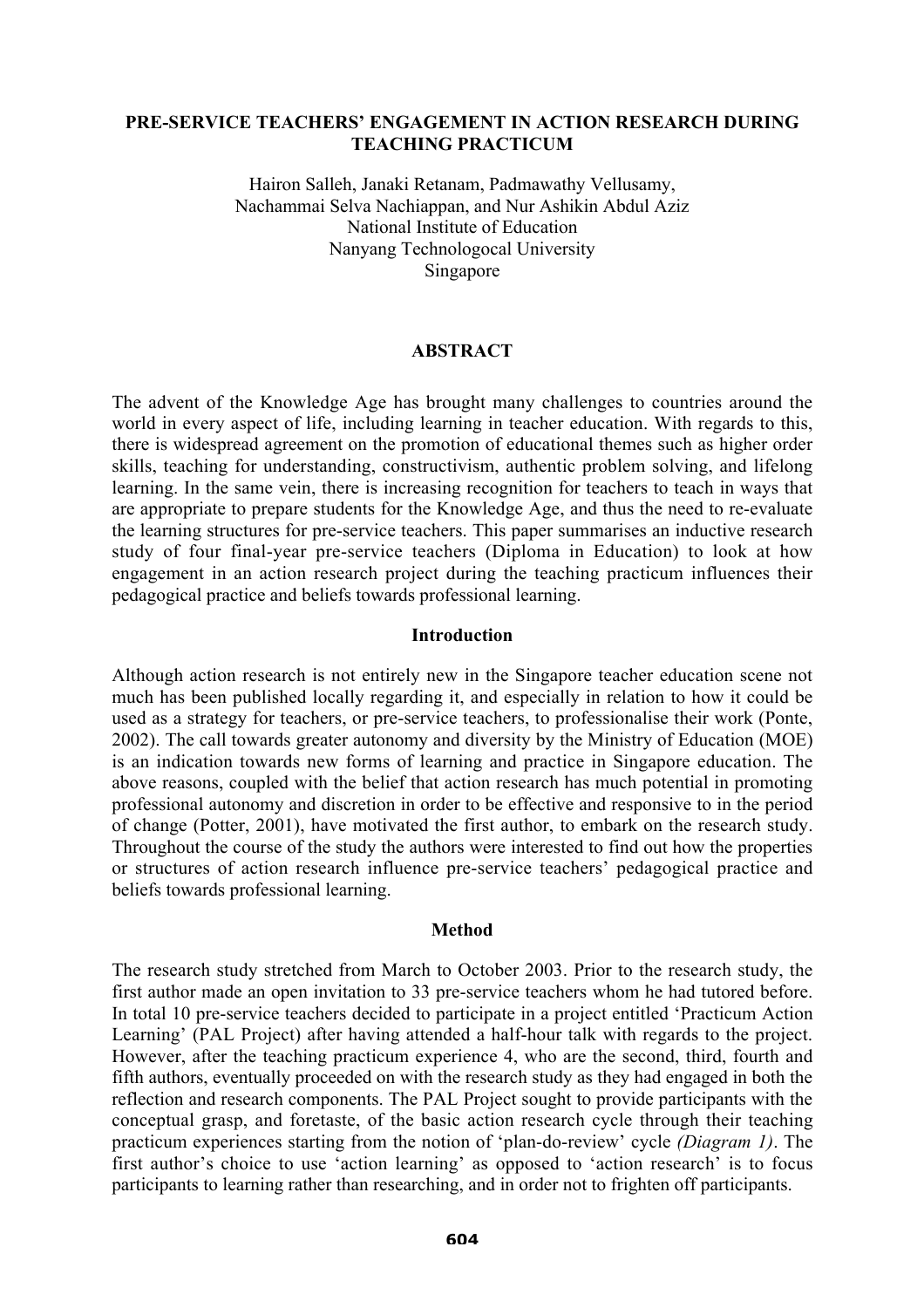# PRE-SERVICE TEACHERS' ENGAGEMENT IN ACTION RESEARCH DURING TEACHING PRACTICUM

Hairon Salleh, Janaki Retanam, Padmawathy Vellusamy,
Nachammai Selva Nachiappan, and Nur Ashikin Abdul Aziz
National Institute of Education
Nanyang Technologocal University
Singapore

## ABSTRACT

The advent of the Knowledge Age has brought many challenges to countries around the world in every aspect of life, including learning in teacher education. With regards to this, there is widespread agreement on the promotion of educational themes such as higher order skills, teaching for understanding, constructivism, authentic problem solving, and lifelong learning. In the same vein, there is increasing recognition for teachers to teach in ways that are appropriate to prepare students for the Knowledge Age, and thus the need to re-evaluate the learning structures for pre-service teachers. This paper summarises an inductive research study of four final-year pre-service teachers (Diploma in Education) to look at how engagement in an action research project during the teaching practicum influences their pedagogical practice and beliefs towards professional learning.

## Introduction

Although action research is not entirely new in the Singapore teacher education scene not much has been published locally regarding it, and especially in relation to how it could be used as a strategy for teachers, or pre-service teachers, to professionalise their work (Ponte, 2002). The call towards greater autonomy and diversity by the Ministry of Education (MOE) is an indication towards new forms of learning and practice in Singapore education. The above reasons, coupled with the belief that action research has much potential in promoting professional autonomy and discretion in order to be effective and responsive to in the period of change (Potter, 2001), have motivated the first author, to embark on the research study. Throughout the course of the study the authors were interested to find out how the properties or structures of action research influence pre-service teachers' pedagogical practice and beliefs towards professional learning.

## Method

The research study stretched from March to October 2003. Prior to the research study, the first author made an open invitation to 33 pre-service teachers whom he had tutored before. In total 10 pre-service teachers decided to participate in a project entitled 'Practicum Action Learning' (PAL Project) after having attended a half-hour talk with regards to the project. However, after the teaching practicum experience 4, who are the second, third, fourth and fifth authors, eventually proceeded on with the research study as they had engaged in both the reflection and research components. The PAL Project sought to provide participants with the conceptual grasp, and foretaste, of the basic action research cycle through their teaching practicum experiences starting from the notion of 'plan-do-review' cycle *(Diagram 1)*. The first author's choice to use 'action learning' as opposed to 'action research' is to focus participants to learning rather than researching, and in order not to frighten off participants.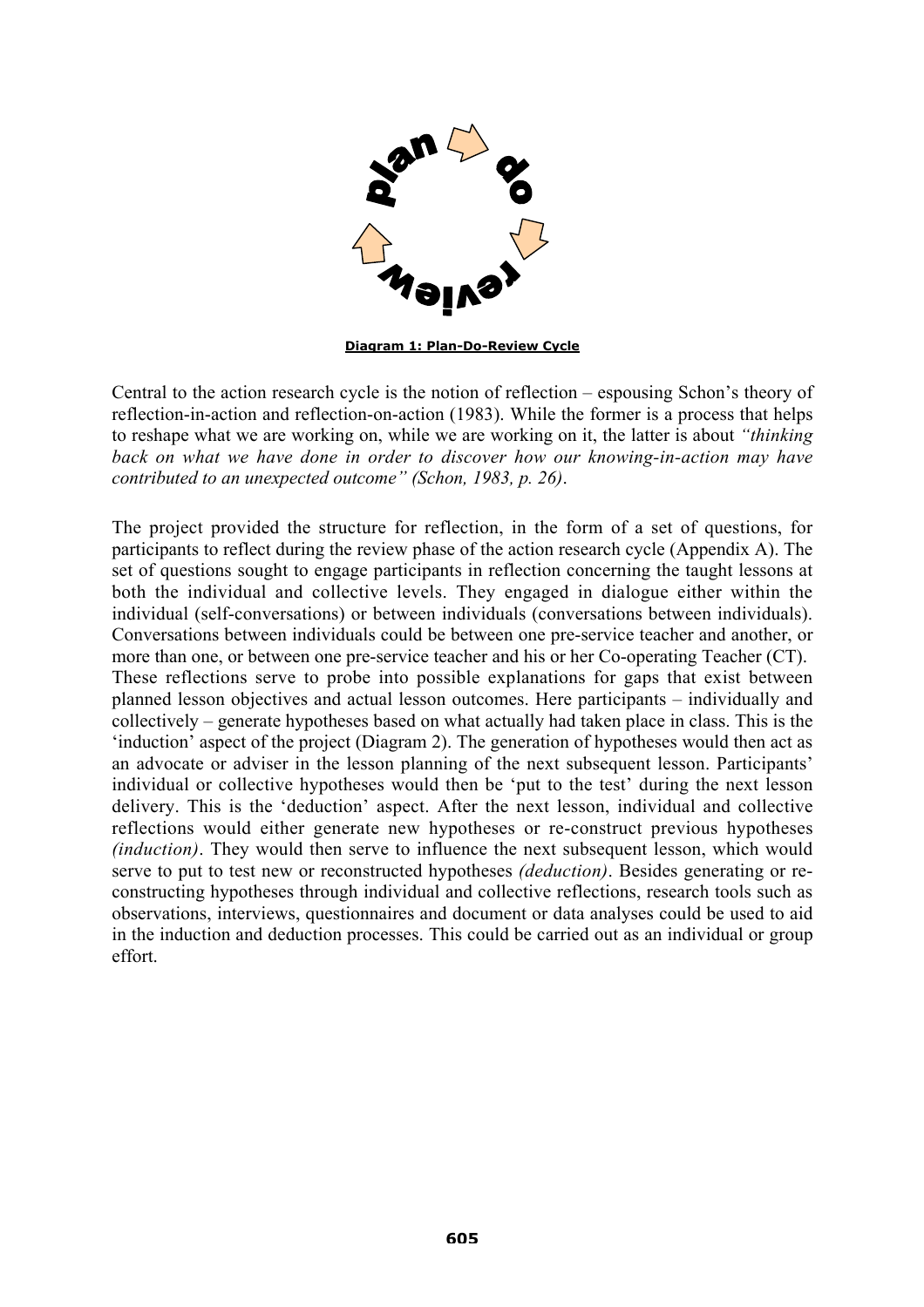**Diagram 1: Plan-Do-Review Cycle**

Central to the action research cycle is the notion of reflection – espousing Schon's theory of reflection-in-action and reflection-on-action (1983). While the former is a process that helps to reshape what we are working on, while we are working on it, the latter is about *"thinking back on what we have done in order to discover how our knowing-in-action may have contributed to an unexpected outcome" (Schon, 1983, p. 26)*.

The project provided the structure for reflection, in the form of a set of questions, for participants to reflect during the review phase of the action research cycle (Appendix A). The set of questions sought to engage participants in reflection concerning the taught lessons at both the individual and collective levels. They engaged in dialogue either within the individual (self-conversations) or between individuals (conversations between individuals). Conversations between individuals could be between one pre-service teacher and another, or more than one, or between one pre-service teacher and his or her Co-operating Teacher (CT). These reflections serve to probe into possible explanations for gaps that exist between planned lesson objectives and actual lesson outcomes. Here participants – individually and collectively – generate hypotheses based on what actually had taken place in class. This is the 'induction' aspect of the project (Diagram 2). The generation of hypotheses would then act as an advocate or adviser in the lesson planning of the next subsequent lesson. Participants' individual or collective hypotheses would then be 'put to the test' during the next lesson delivery. This is the 'deduction' aspect. After the next lesson, individual and collective reflections would either generate new hypotheses or re-construct previous hypotheses *(induction)*. They would then serve to influence the next subsequent lesson, which would serve to put to test new or reconstructed hypotheses *(deduction)*. Besides generating or re-constructing hypotheses through individual and collective reflections, research tools such as observations, interviews, questionnaires and document or data analyses could be used to aid in the induction and deduction processes. This could be carried out as an individual or group effort.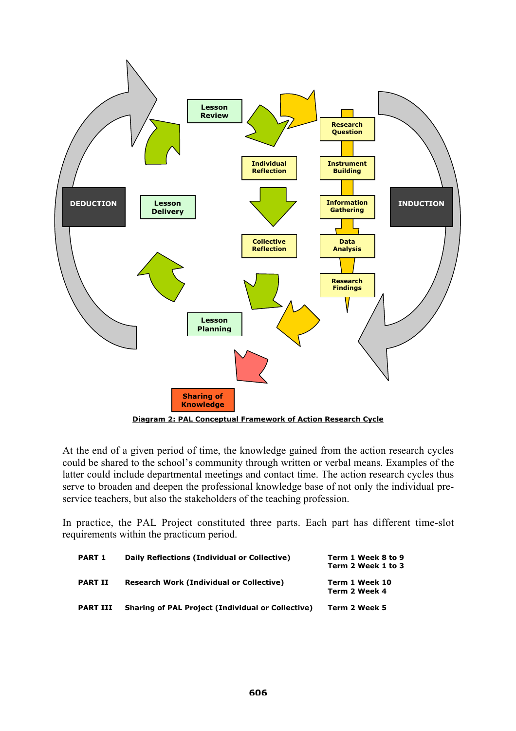**Diagram 2: PAL Conceptual Framework of Action Research Cycle**

At the end of a given period of time, the knowledge gained from the action research cycles could be shared to the school's community through written or verbal means. Examples of the latter could include departmental meetings and contact time. The action research cycles thus serve to broaden and deepen the professional knowledge base of not only the individual pre-service teachers, but also the stakeholders of the teaching profession.

In practice, the PAL Project constituted three parts. Each part has different time-slot requirements within the practicum period.

| | | |
|---|---|---|
| **PART 1** | **Daily Reflections (Individual or Collective)** | **Term 1 Week 8 to 9**<br>**Term 2 Week 1 to 3** |
| **PART II** | **Research Work (Individual or Collective)** | **Term 1 Week 10**<br>**Term 2 Week 4** |
| **PART III** | **Sharing of PAL Project (Individual or Collective)** | **Term 2 Week 5** |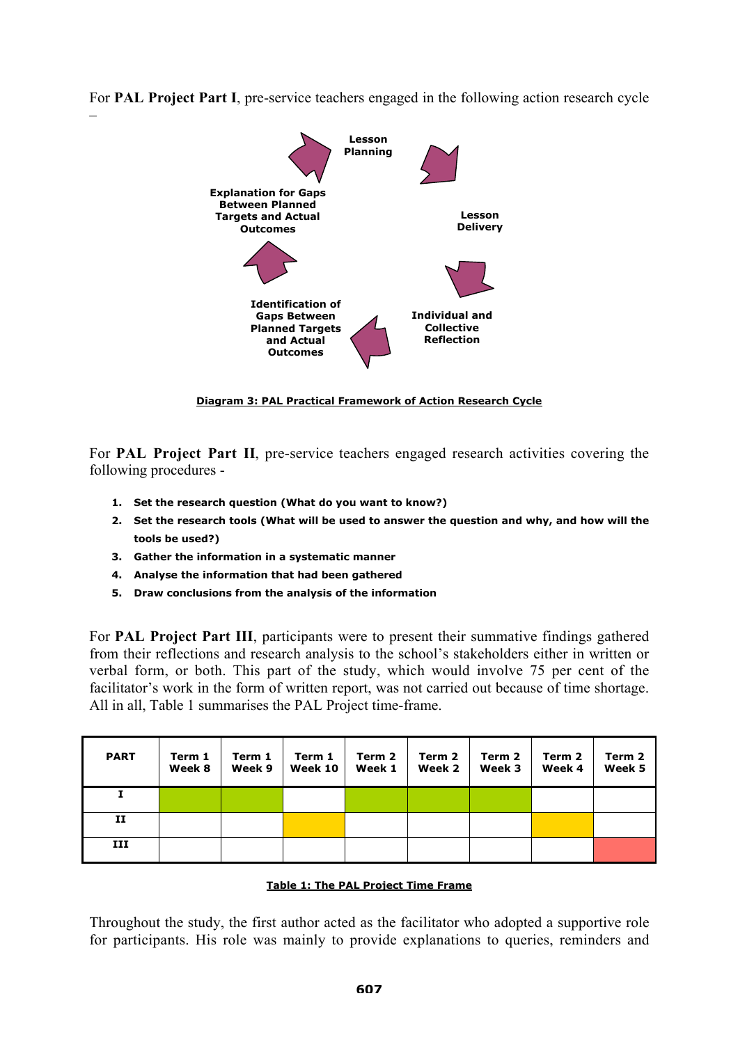For **PAL Project Part I**, pre-service teachers engaged in the following action research cycle –

Lesson Planning

Lesson Delivery

Individual and Collective Reflection

Identification of Gaps Between Planned Targets and Actual Outcomes

Explanation for Gaps Between Planned Targets and Actual Outcomes

**Diagram 3: PAL Practical Framework of Action Research Cycle**

For **PAL Project Part II**, pre-service teachers engaged research activities covering the following procedures -

1. **Set the research question (What do you want to know?)**
2. **Set the research tools (What will be used to answer the question and why, and how will the tools be used?)**
3. **Gather the information in a systematic manner**
4. **Analyse the information that had been gathered**
5. **Draw conclusions from the analysis of the information**

For **PAL Project Part III**, participants were to present their summative findings gathered from their reflections and research analysis to the school's stakeholders either in written or verbal form, or both. This part of the study, which would involve 75 per cent of the facilitator's work in the form of written report, was not carried out because of time shortage. All in all, Table 1 summarises the PAL Project time-frame.

| PART | Term 1 Week 8 | Term 1 Week 9 | Term 1 Week 10 | Term 2 Week 1 | Term 2 Week 2 | Term 2 Week 3 | Term 2 Week 4 | Term 2 Week 5 |
|---|---|---|---|---|---|---|---|---|
| I | ■ | ■ | | ■ | ■ | ■ | | |
| II | | | ■ | | | | ■ | |
| III | | | | | | | | ■ |

**Table 1: The PAL Project Time Frame**

Throughout the study, the first author acted as the facilitator who adopted a supportive role for participants. His role was mainly to provide explanations to queries, reminders and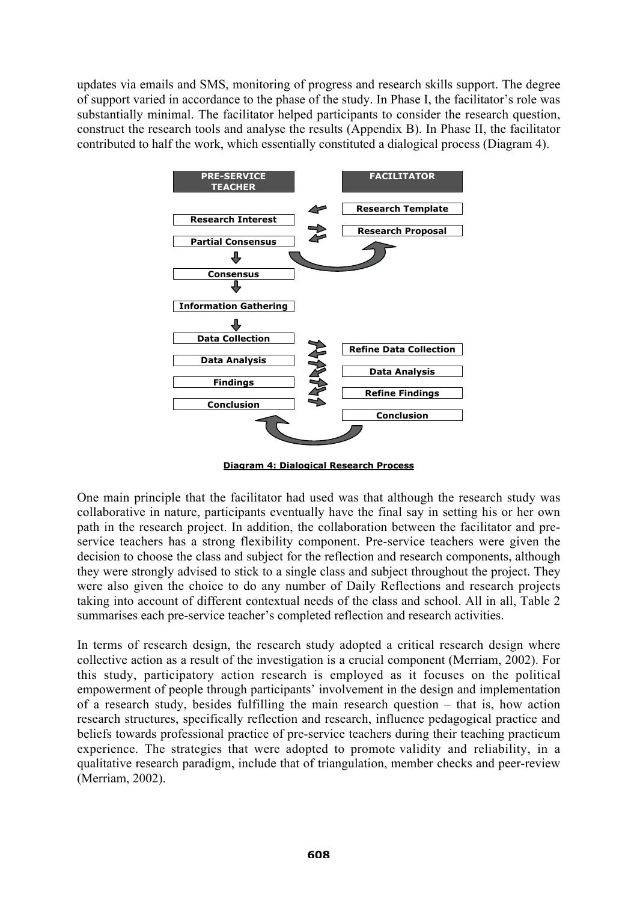updates via emails and SMS, monitoring of progress and research skills support. The degree of support varied in accordance to the phase of the study. In Phase I, the facilitator's role was substantially minimal. The facilitator helped participants to consider the research question, construct the research tools and analyse the results (Appendix B). In Phase II, the facilitator contributed to half the work, which essentially constituted a dialogical process (Diagram 4).

| PRE-SERVICE TEACHER | FACILITATOR |
| --- | --- |
| | Research Template |
| Research Interest | Research Proposal |
| Partial Consensus | |
| Consensus | |
| Information Gathering | |
| Data Collection | Refine Data Collection |
| Data Analysis | Data Analysis |
| Findings | Refine Findings |
| Conclusion | Conclusion |

**Diagram 4: Dialogical Research Process**

One main principle that the facilitator had used was that although the research study was collaborative in nature, participants eventually have the final say in setting his or her own path in the research project. In addition, the collaboration between the facilitator and pre-service teachers has a strong flexibility component. Pre-service teachers were given the decision to choose the class and subject for the reflection and research components, although they were strongly advised to stick to a single class and subject throughout the project. They were also given the choice to do any number of Daily Reflections and research projects taking into account of different contextual needs of the class and school. All in all, Table 2 summarises each pre-service teacher's completed reflection and research activities.

In terms of research design, the research study adopted a critical research design where collective action as a result of the investigation is a crucial component (Merriam, 2002). For this study, participatory action research is employed as it focuses on the political empowerment of people through participants' involvement in the design and implementation of a research study, besides fulfilling the main research question – that is, how action research structures, specifically reflection and research, influence pedagogical practice and beliefs towards professional practice of pre-service teachers during their teaching practicum experience. The strategies that were adopted to promote validity and reliability, in a qualitative research paradigm, include that of triangulation, member checks and peer-review (Merriam, 2002).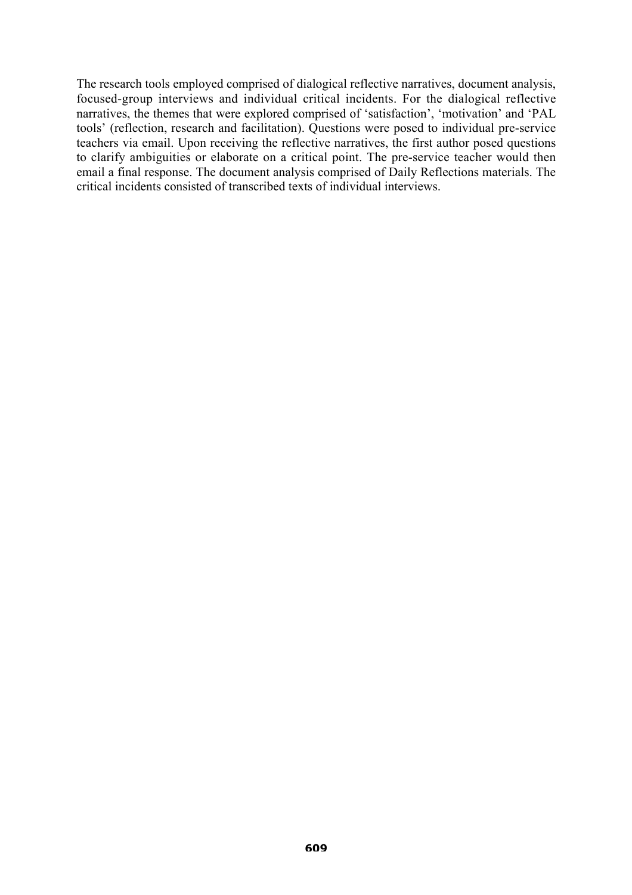The research tools employed comprised of dialogical reflective narratives, document analysis, focused-group interviews and individual critical incidents. For the dialogical reflective narratives, the themes that were explored comprised of 'satisfaction', 'motivation' and 'PAL tools' (reflection, research and facilitation). Questions were posed to individual pre-service teachers via email. Upon receiving the reflective narratives, the first author posed questions to clarify ambiguities or elaborate on a critical point. The pre-service teacher would then email a final response. The document analysis comprised of Daily Reflections materials. The critical incidents consisted of transcribed texts of individual interviews.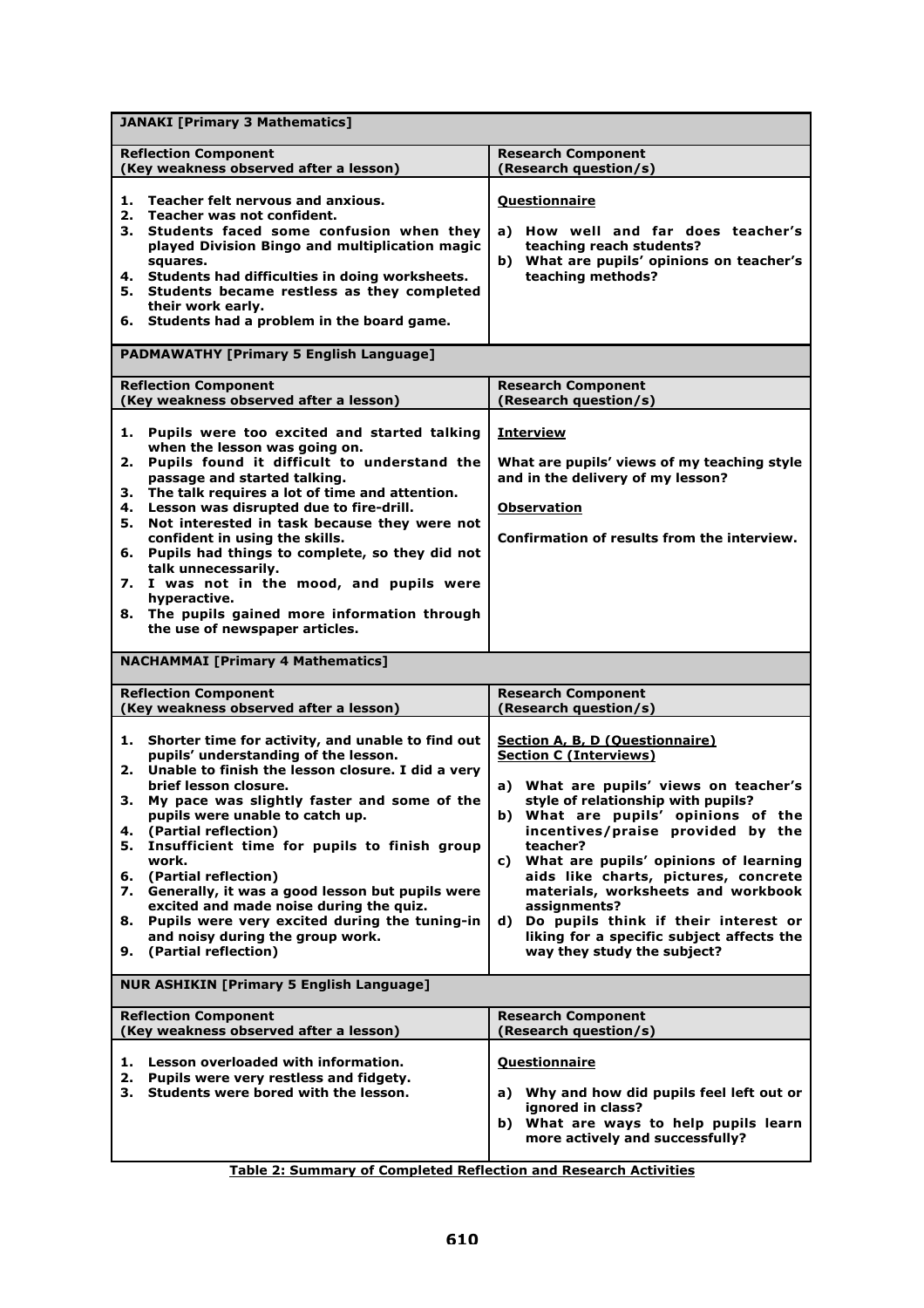| **JANAKI [Primary 3 Mathematics]** | |
|---|---|
| **Reflection Component (Key weakness observed after a lesson)** | **Research Component (Research question/s)** |
| **1. Teacher felt nervous and anxious.**<br>**2. Teacher was not confident.**<br>**3. Students faced some confusion when they played Division Bingo and multiplication magic squares.**<br>**4. Students had difficulties in doing worksheets.**<br>**5. Students became restless as they completed their work early.**<br>**6. Students had a problem in the board game.** | **<u>Questionnaire</u>**<br>**a) How well and far does teacher's teaching reach students?**<br>**b) What are pupils' opinions on teacher's teaching methods?** |
| **PADMAWATHY [Primary 5 English Language]** | |
| **Reflection Component (Key weakness observed after a lesson)** | **Research Component (Research question/s)** |
| **1. Pupils were too excited and started talking when the lesson was going on.**<br>**2. Pupils found it difficult to understand the passage and started talking.**<br>**3. The talk requires a lot of time and attention.**<br>**4. Lesson was disrupted due to fire-drill.**<br>**5. Not interested in task because they were not confident in using the skills.**<br>**6. Pupils had things to complete, so they did not talk unnecessarily.**<br>**7. I was not in the mood, and pupils were hyperactive.**<br>**8. The pupils gained more information through the use of newspaper articles.** | **<u>Interview</u>**<br>**What are pupils' views of my teaching style and in the delivery of my lesson?**<br>**<u>Observation</u>**<br>**Confirmation of results from the interview.** |
| **NACHAMMAI [Primary 4 Mathematics]** | |
| **Reflection Component (Key weakness observed after a lesson)** | **Research Component (Research question/s)** |
| **1. Shorter time for activity, and unable to find out pupils' understanding of the lesson.**<br>**2. Unable to finish the lesson closure. I did a very brief lesson closure.**<br>**3. My pace was slightly faster and some of the pupils were unable to catch up.**<br>**4. (Partial reflection)**<br>**5. Insufficient time for pupils to finish group work.**<br>**6. (Partial reflection)**<br>**7. Generally, it was a good lesson but pupils were excited and made noise during the quiz.**<br>**8. Pupils were very excited during the tuning-in and noisy during the group work.**<br>**9. (Partial reflection)** | **<u>Section A, B, D (Questionnaire)</u>**<br>**<u>Section C (Interviews)</u>**<br>**a) What are pupils' views on teacher's style of relationship with pupils?**<br>**b) What are pupils' opinions of the incentives/praise provided by the teacher?**<br>**c) What are pupils' opinions of learning aids like charts, pictures, concrete materials, worksheets and workbook assignments?**<br>**d) Do pupils think if their interest or liking for a specific subject affects the way they study the subject?** |
| **NUR ASHIKIN [Primary 5 English Language]** | |
| **Reflection Component (Key weakness observed after a lesson)** | **Research Component (Research question/s)** |
| **1. Lesson overloaded with information.**<br>**2. Pupils were very restless and fidgety.**<br>**3. Students were bored with the lesson.** | **<u>Questionnaire</u>**<br>**a) Why and how did pupils feel left out or ignored in class?**<br>**b) What are ways to help pupils learn more actively and successfully?** |

**<u>Table 2: Summary of Completed Reflection and Research Activities</u>**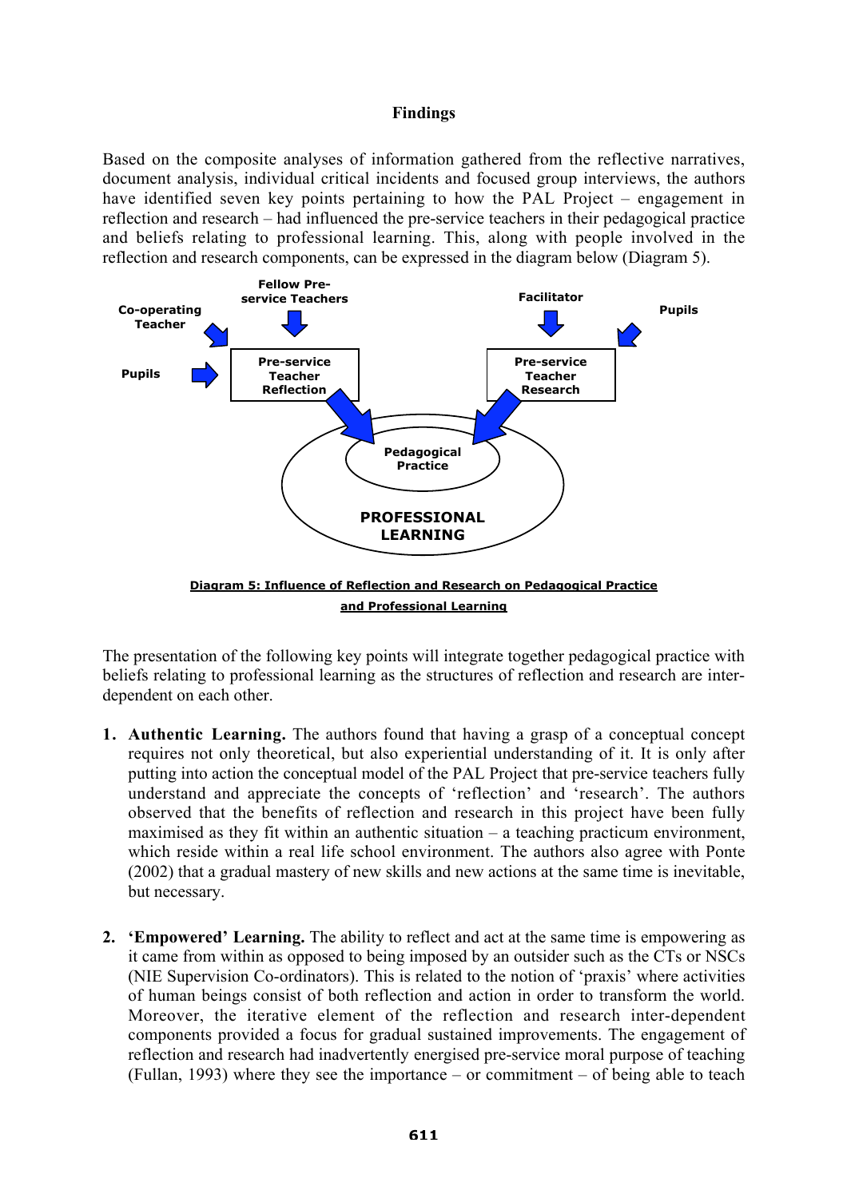## Findings

Based on the composite analyses of information gathered from the reflective narratives, document analysis, individual critical incidents and focused group interviews, the authors have identified seven key points pertaining to how the PAL Project – engagement in reflection and research – had influenced the pre-service teachers in their pedagogical practice and beliefs relating to professional learning. This, along with people involved in the reflection and research components, can be expressed in the diagram below (Diagram 5).

Fellow Pre-service Teachers

Co-operating Teacher

Pupils

Pre-service Teacher Reflection

Facilitator

Pupils

Pre-service Teacher Research

Pedagogical Practice

PROFESSIONAL LEARNING

**Diagram 5: Influence of Reflection and Research on Pedagogical Practice and Professional Learning**

The presentation of the following key points will integrate together pedagogical practice with beliefs relating to professional learning as the structures of reflection and research are inter-dependent on each other.

1. **Authentic Learning.** The authors found that having a grasp of a conceptual concept requires not only theoretical, but also experiential understanding of it. It is only after putting into action the conceptual model of the PAL Project that pre-service teachers fully understand and appreciate the concepts of 'reflection' and 'research'. The authors observed that the benefits of reflection and research in this project have been fully maximised as they fit within an authentic situation – a teaching practicum environment, which reside within a real life school environment. The authors also agree with Ponte (2002) that a gradual mastery of new skills and new actions at the same time is inevitable, but necessary.

2. **'Empowered' Learning.** The ability to reflect and act at the same time is empowering as it came from within as opposed to being imposed by an outsider such as the CTs or NSCs (NIE Supervision Co-ordinators). This is related to the notion of 'praxis' where activities of human beings consist of both reflection and action in order to transform the world. Moreover, the iterative element of the reflection and research inter-dependent components provided a focus for gradual sustained improvements. The engagement of reflection and research had inadvertently energised pre-service moral purpose of teaching (Fullan, 1993) where they see the importance – or commitment – of being able to teach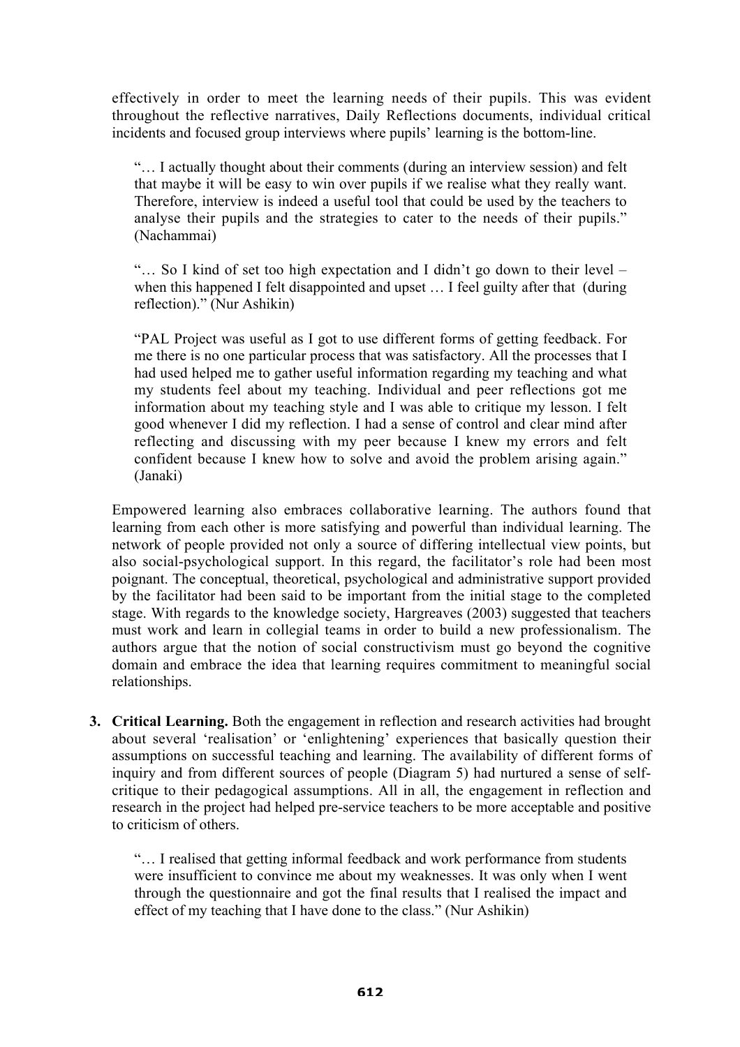effectively in order to meet the learning needs of their pupils. This was evident throughout the reflective narratives, Daily Reflections documents, individual critical incidents and focused group interviews where pupils' learning is the bottom-line.

> "… I actually thought about their comments (during an interview session) and felt that maybe it will be easy to win over pupils if we realise what they really want. Therefore, interview is indeed a useful tool that could be used by the teachers to analyse their pupils and the strategies to cater to the needs of their pupils." (Nachammai)

> "… So I kind of set too high expectation and I didn't go down to their level – when this happened I felt disappointed and upset … I feel guilty after that (during reflection)." (Nur Ashikin)

> "PAL Project was useful as I got to use different forms of getting feedback. For me there is no one particular process that was satisfactory. All the processes that I had used helped me to gather useful information regarding my teaching and what my students feel about my teaching. Individual and peer reflections got me information about my teaching style and I was able to critique my lesson. I felt good whenever I did my reflection. I had a sense of control and clear mind after reflecting and discussing with my peer because I knew my errors and felt confident because I knew how to solve and avoid the problem arising again." (Janaki)

Empowered learning also embraces collaborative learning. The authors found that learning from each other is more satisfying and powerful than individual learning. The network of people provided not only a source of differing intellectual view points, but also social-psychological support. In this regard, the facilitator's role had been most poignant. The conceptual, theoretical, psychological and administrative support provided by the facilitator had been said to be important from the initial stage to the completed stage. With regards to the knowledge society, Hargreaves (2003) suggested that teachers must work and learn in collegial teams in order to build a new professionalism. The authors argue that the notion of social constructivism must go beyond the cognitive domain and embrace the idea that learning requires commitment to meaningful social relationships.

3. **Critical Learning.** Both the engagement in reflection and research activities had brought about several 'realisation' or 'enlightening' experiences that basically question their assumptions on successful teaching and learning. The availability of different forms of inquiry and from different sources of people (Diagram 5) had nurtured a sense of self-critique to their pedagogical assumptions. All in all, the engagement in reflection and research in the project had helped pre-service teachers to be more acceptable and positive to criticism of others.

> "… I realised that getting informal feedback and work performance from students were insufficient to convince me about my weaknesses. It was only when I went through the questionnaire and got the final results that I realised the impact and effect of my teaching that I have done to the class." (Nur Ashikin)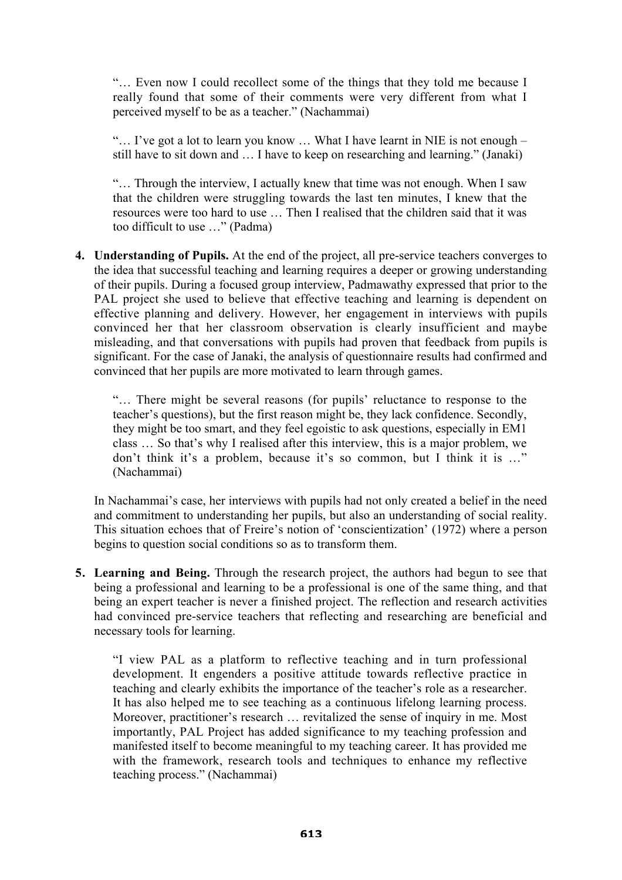> "… Even now I could recollect some of the things that they told me because I really found that some of their comments were very different from what I perceived myself to be as a teacher." (Nachammai)

> "… I've got a lot to learn you know … What I have learnt in NIE is not enough – still have to sit down and … I have to keep on researching and learning." (Janaki)

> "… Through the interview, I actually knew that time was not enough. When I saw that the children were struggling towards the last ten minutes, I knew that the resources were too hard to use … Then I realised that the children said that it was too difficult to use …" (Padma)

4. **Understanding of Pupils.** At the end of the project, all pre-service teachers converges to the idea that successful teaching and learning requires a deeper or growing understanding of their pupils. During a focused group interview, Padmawathy expressed that prior to the PAL project she used to believe that effective teaching and learning is dependent on effective planning and delivery. However, her engagement in interviews with pupils convinced her that her classroom observation is clearly insufficient and maybe misleading, and that conversations with pupils had proven that feedback from pupils is significant. For the case of Janaki, the analysis of questionnaire results had confirmed and convinced that her pupils are more motivated to learn through games.

   > "… There might be several reasons (for pupils' reluctance to response to the teacher's questions), but the first reason might be, they lack confidence. Secondly, they might be too smart, and they feel egoistic to ask questions, especially in EM1 class … So that's why I realised after this interview, this is a major problem, we don't think it's a problem, because it's so common, but I think it is …" (Nachammai)

   In Nachammai's case, her interviews with pupils had not only created a belief in the need and commitment to understanding her pupils, but also an understanding of social reality. This situation echoes that of Freire's notion of 'conscientization' (1972) where a person begins to question social conditions so as to transform them.

5. **Learning and Being.** Through the research project, the authors had begun to see that being a professional and learning to be a professional is one of the same thing, and that being an expert teacher is never a finished project. The reflection and research activities had convinced pre-service teachers that reflecting and researching are beneficial and necessary tools for learning.

   > "I view PAL as a platform to reflective teaching and in turn professional development. It engenders a positive attitude towards reflective practice in teaching and clearly exhibits the importance of the teacher's role as a researcher. It has also helped me to see teaching as a continuous lifelong learning process. Moreover, practitioner's research … revitalized the sense of inquiry in me. Most importantly, PAL Project has added significance to my teaching profession and manifested itself to become meaningful to my teaching career. It has provided me with the framework, research tools and techniques to enhance my reflective teaching process." (Nachammai)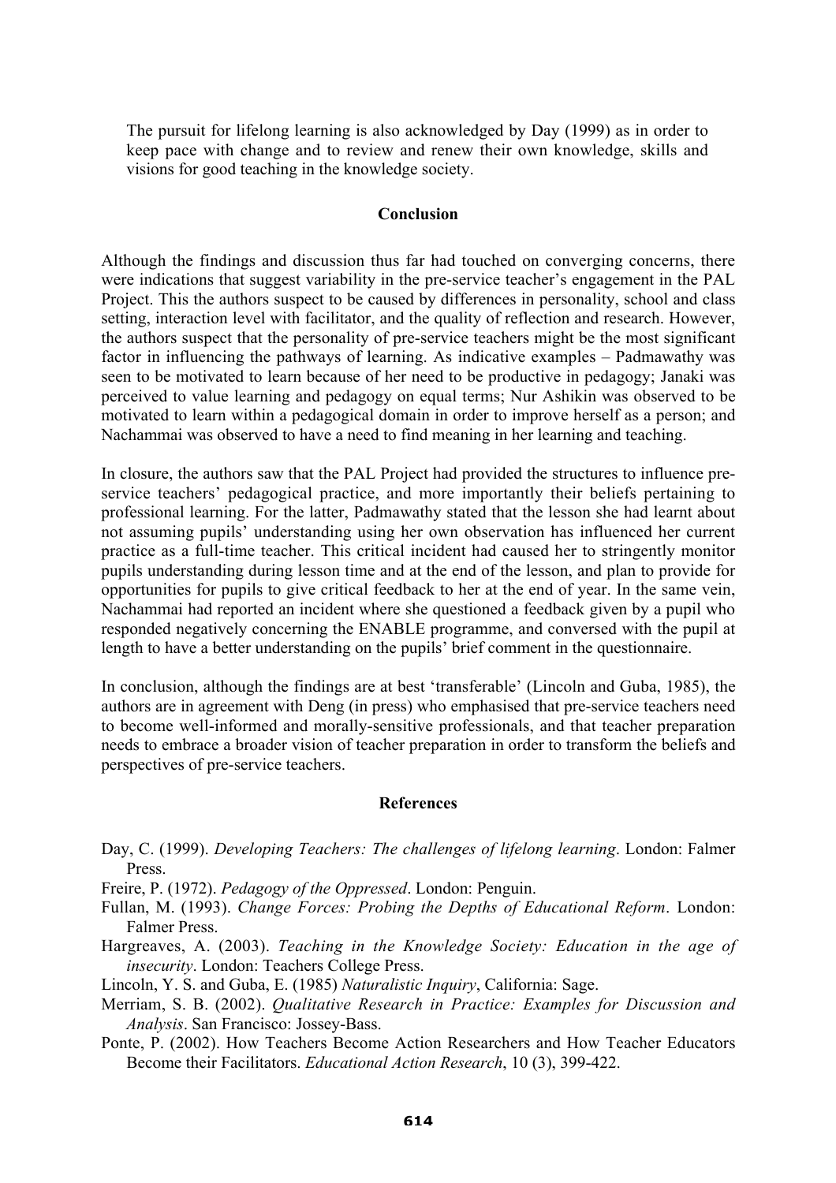The pursuit for lifelong learning is also acknowledged by Day (1999) as in order to keep pace with change and to review and renew their own knowledge, skills and visions for good teaching in the knowledge society.

## Conclusion

Although the findings and discussion thus far had touched on converging concerns, there were indications that suggest variability in the pre-service teacher's engagement in the PAL Project. This the authors suspect to be caused by differences in personality, school and class setting, interaction level with facilitator, and the quality of reflection and research. However, the authors suspect that the personality of pre-service teachers might be the most significant factor in influencing the pathways of learning. As indicative examples – Padmawathy was seen to be motivated to learn because of her need to be productive in pedagogy; Janaki was perceived to value learning and pedagogy on equal terms; Nur Ashikin was observed to be motivated to learn within a pedagogical domain in order to improve herself as a person; and Nachammai was observed to have a need to find meaning in her learning and teaching.

In closure, the authors saw that the PAL Project had provided the structures to influence pre-service teachers' pedagogical practice, and more importantly their beliefs pertaining to professional learning. For the latter, Padmawathy stated that the lesson she had learnt about not assuming pupils' understanding using her own observation has influenced her current practice as a full-time teacher. This critical incident had caused her to stringently monitor pupils understanding during lesson time and at the end of the lesson, and plan to provide for opportunities for pupils to give critical feedback to her at the end of year. In the same vein, Nachammai had reported an incident where she questioned a feedback given by a pupil who responded negatively concerning the ENABLE programme, and conversed with the pupil at length to have a better understanding on the pupils' brief comment in the questionnaire.

In conclusion, although the findings are at best 'transferable' (Lincoln and Guba, 1985), the authors are in agreement with Deng (in press) who emphasised that pre-service teachers need to become well-informed and morally-sensitive professionals, and that teacher preparation needs to embrace a broader vision of teacher preparation in order to transform the beliefs and perspectives of pre-service teachers.

## References

Day, C. (1999). *Developing Teachers: The challenges of lifelong learning*. London: Falmer Press.

Freire, P. (1972). *Pedagogy of the Oppressed*. London: Penguin.

Fullan, M. (1993). *Change Forces: Probing the Depths of Educational Reform*. London: Falmer Press.

Hargreaves, A. (2003). *Teaching in the Knowledge Society: Education in the age of insecurity*. London: Teachers College Press.

Lincoln, Y. S. and Guba, E. (1985) *Naturalistic Inquiry*, California: Sage.

Merriam, S. B. (2002). *Qualitative Research in Practice: Examples for Discussion and Analysis*. San Francisco: Jossey-Bass.

Ponte, P. (2002). How Teachers Become Action Researchers and How Teacher Educators Become their Facilitators. *Educational Action Research*, 10 (3), 399-422.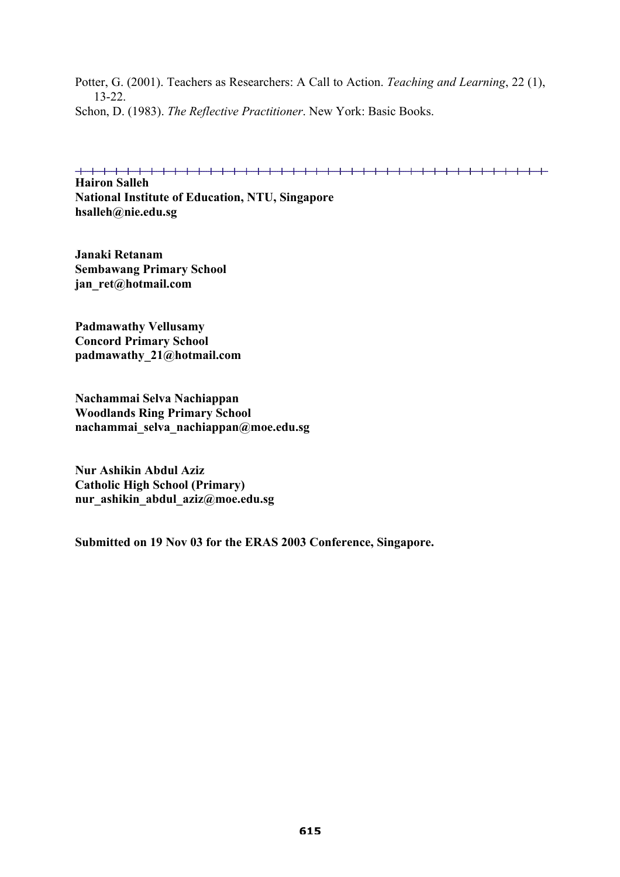Potter, G. (2001). Teachers as Researchers: A Call to Action. *Teaching and Learning*, 22 (1), 13-22.

Schon, D. (1983). *The Reflective Practitioner*. New York: Basic Books.

---

**Hairon Salleh**
**National Institute of Education, NTU, Singapore**
**hsalleh@nie.edu.sg**

**Janaki Retanam**
**Sembawang Primary School**
**jan_ret@hotmail.com**

**Padmawathy Vellusamy**
**Concord Primary School**
**padmawathy_21@hotmail.com**

**Nachammai Selva Nachiappan**
**Woodlands Ring Primary School**
**nachammai_selva_nachiappan@moe.edu.sg**

**Nur Ashikin Abdul Aziz**
**Catholic High School (Primary)**
**nur_ashikin_abdul_aziz@moe.edu.sg**

**Submitted on 19 Nov 03 for the ERAS 2003 Conference, Singapore.**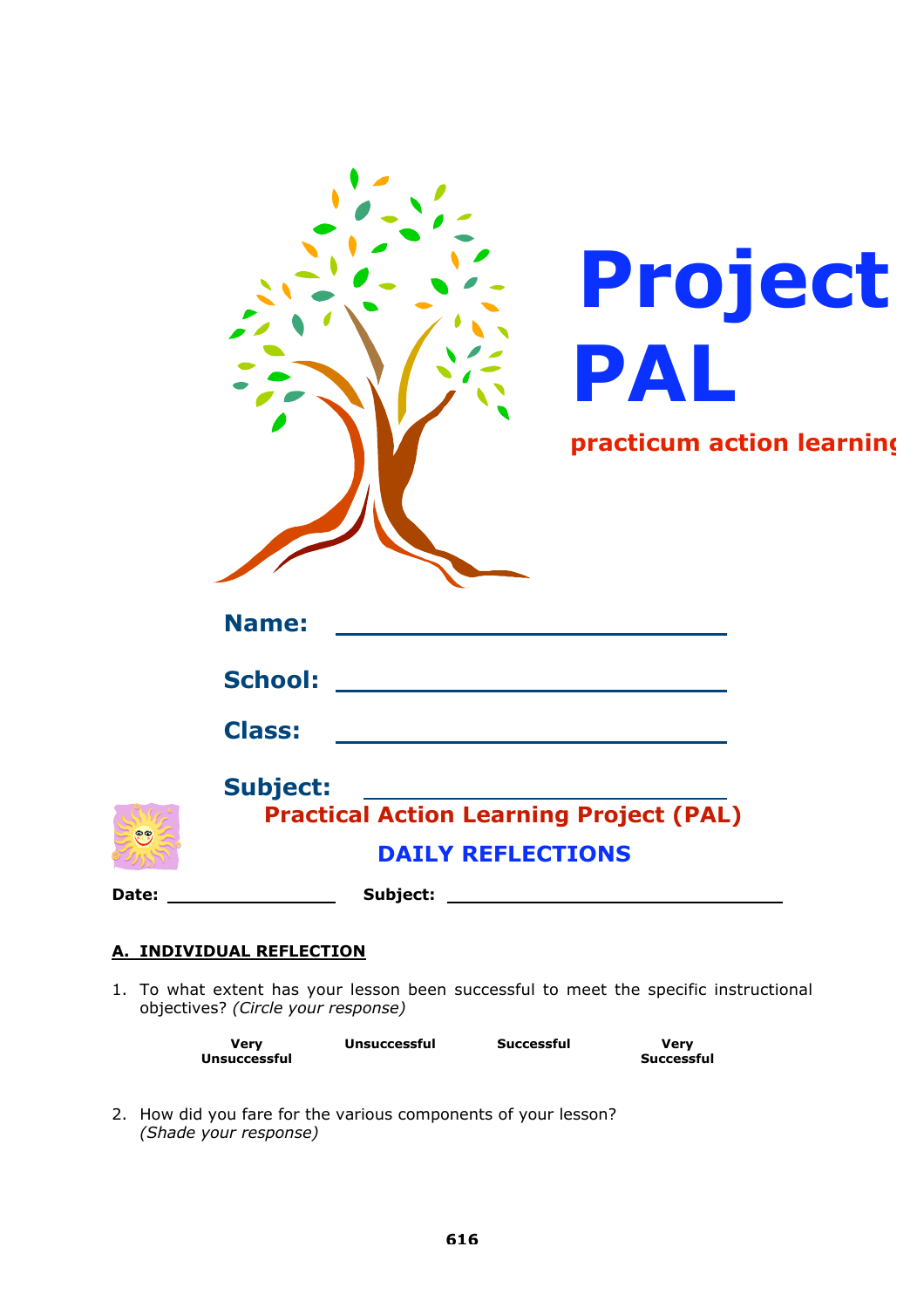# Project PAL

**practicum action learning**

**Name:** ______________________________

**School:** ______________________________

**Class:** ______________________________

**Subject:** ______________________________

## Practical Action Learning Project (PAL)

## DAILY REFLECTIONS

**Date:** ________________ **Subject:** ______________________________

### A. INDIVIDUAL REFLECTION

1. To what extent has your lesson been successful to meet the specific instructional objectives? *(Circle your response)*

| Very Unsuccessful | Unsuccessful | Successful | Very Successful |
|---|---|---|---|

2. How did you fare for the various components of your lesson? *(Shade your response)*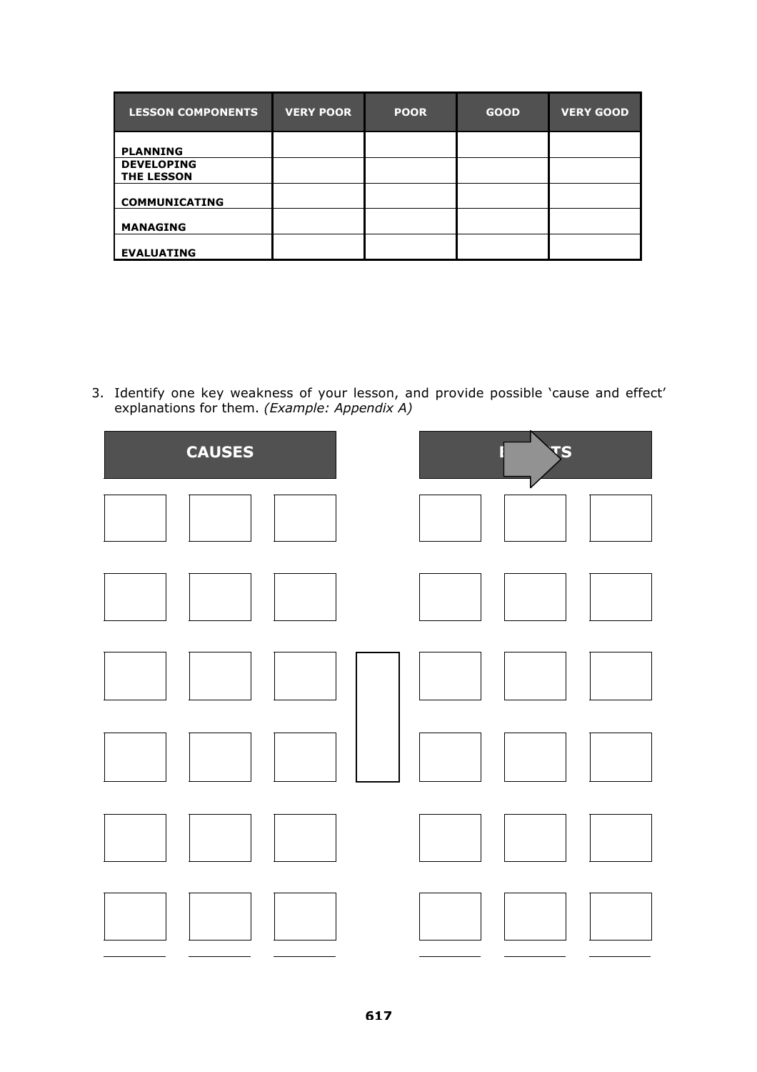| LESSON COMPONENTS | VERY POOR | POOR | GOOD | VERY GOOD |
|---|---|---|---|---|
| PLANNING | | | | |
| DEVELOPING THE LESSON | | | | |
| COMMUNICATING | | | | |
| MANAGING | | | | |
| EVALUATING | | | | |

3. Identify one key weakness of your lesson, and provide possible 'cause and effect' explanations for them. *(Example: Appendix A)*

| CAUSES | | | | EFFECTS | | |
|---|---|---|---|---|---|---|
| | | | | | | |
| | | | | | | |
| | | | | | | |
| | | | | | | |
| | | | | | | |
| | | | | | | |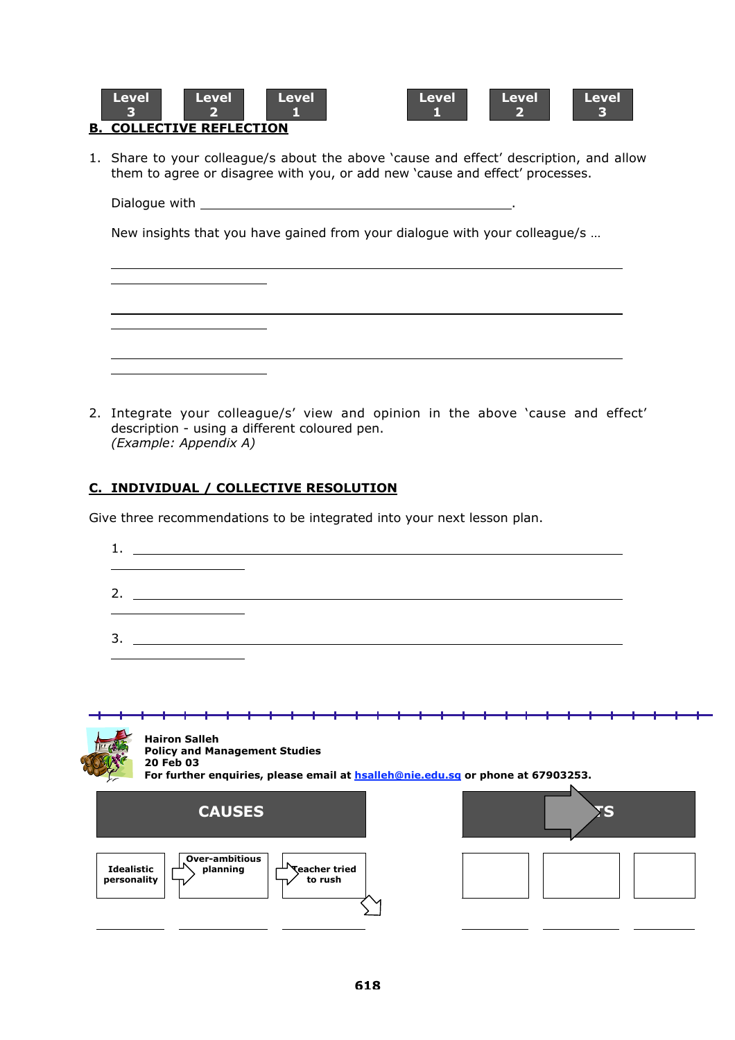| Level 3 | Level 2 | Level 1 | Level 1 | Level 2 | Level 3 |
|---|---|---|---|---|---|

## B. COLLECTIVE REFLECTION

1. Share to your colleague/s about the above 'cause and effect' description, and allow them to agree or disagree with you, or add new 'cause and effect' processes.

   Dialogue with ______________________________________________.

   New insights that you have gained from your dialogue with your colleague/s …

   ____________________________________________________________________________________________

   ____________________________________________________________________________________________

   ____________________________________________________________________________________________

2. Integrate your colleague/s' view and opinion in the above 'cause and effect' description - using a different coloured pen.
   *(Example: Appendix A)*

## C. INDIVIDUAL / COLLECTIVE RESOLUTION

Give three recommendations to be integrated into your next lesson plan.

1. ____________________________________________________________________________________________

2. ____________________________________________________________________________________________

3. ____________________________________________________________________________________________

**Hairon Salleh**
**Policy and Management Studies**
**20 Feb 03**
**For further enquiries, please email at [hsalleh@nie.edu.sg](mailto:hsalleh@nie.edu.sg) or phone at 67903253.**

| CAUSES | | | EFFECTS | | |
|---|---|---|---|---|---|
| Idealistic personality | Over-ambitious planning | Teacher tried to rush | | | |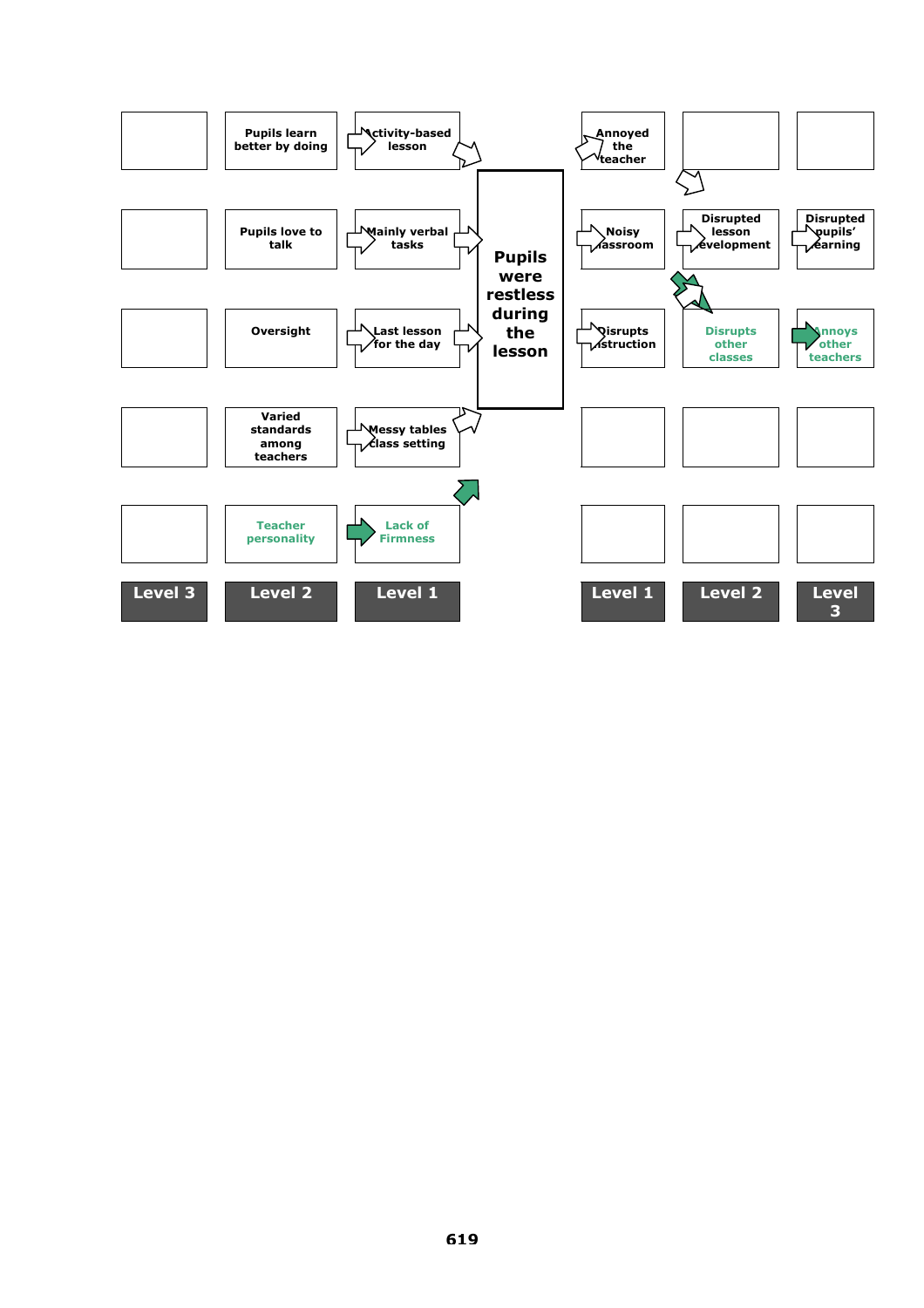| Level 3 | Level 2 | Level 1 | | Level 1 | Level 2 | Level 3 |
|---|---|---|---|---|---|---|
| | Pupils learn better by doing | Activity-based lesson | **Pupils were restless during the lesson** | Annoyed the teacher | | |
| | Pupils love to talk | Mainly verbal tasks | | Noisy classroom | Disrupted lesson development | Disrupted pupils' learning |
| | Oversight | Last lesson for the day | | Disrupts instruction | Disrupts other classes | Annoys other teachers |
| | Varied standards among teachers | Messy tables class setting | | | | |
| | Teacher personality | Lack of Firmness | | | | |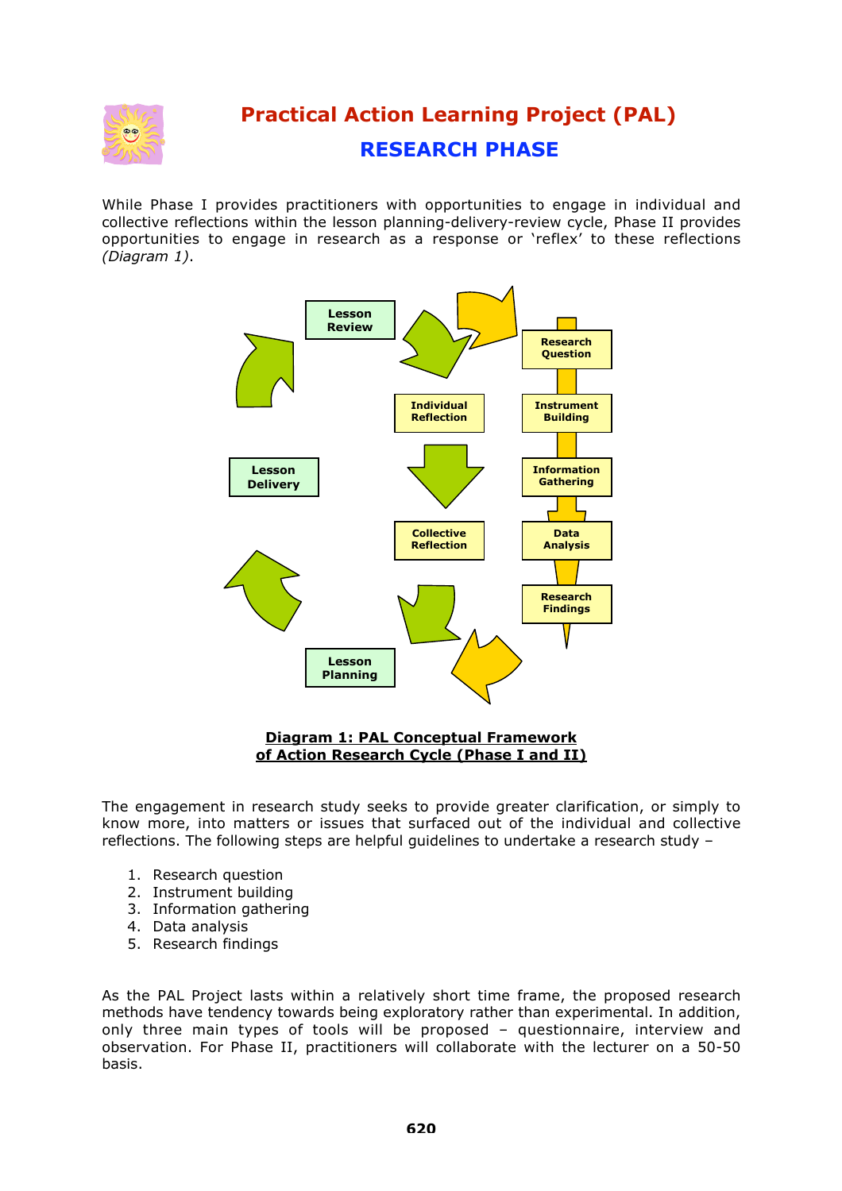# Practical Action Learning Project (PAL)

## RESEARCH PHASE

While Phase I provides practitioners with opportunities to engage in individual and collective reflections within the lesson planning-delivery-review cycle, Phase II provides opportunities to engage in research as a response or 'reflex' to these reflections *(Diagram 1)*.

Lesson Review

Individual Reflection

Lesson Delivery

Collective Reflection

Lesson Planning

Research Question

Instrument Building

Information Gathering

Data Analysis

Research Findings

**Diagram 1: PAL Conceptual Framework of Action Research Cycle (Phase I and II)**

The engagement in research study seeks to provide greater clarification, or simply to know more, into matters or issues that surfaced out of the individual and collective reflections. The following steps are helpful guidelines to undertake a research study –

1. Research question
2. Instrument building
3. Information gathering
4. Data analysis
5. Research findings

As the PAL Project lasts within a relatively short time frame, the proposed research methods have tendency towards being exploratory rather than experimental. In addition, only three main types of tools will be proposed – questionnaire, interview and observation. For Phase II, practitioners will collaborate with the lecturer on a 50-50 basis.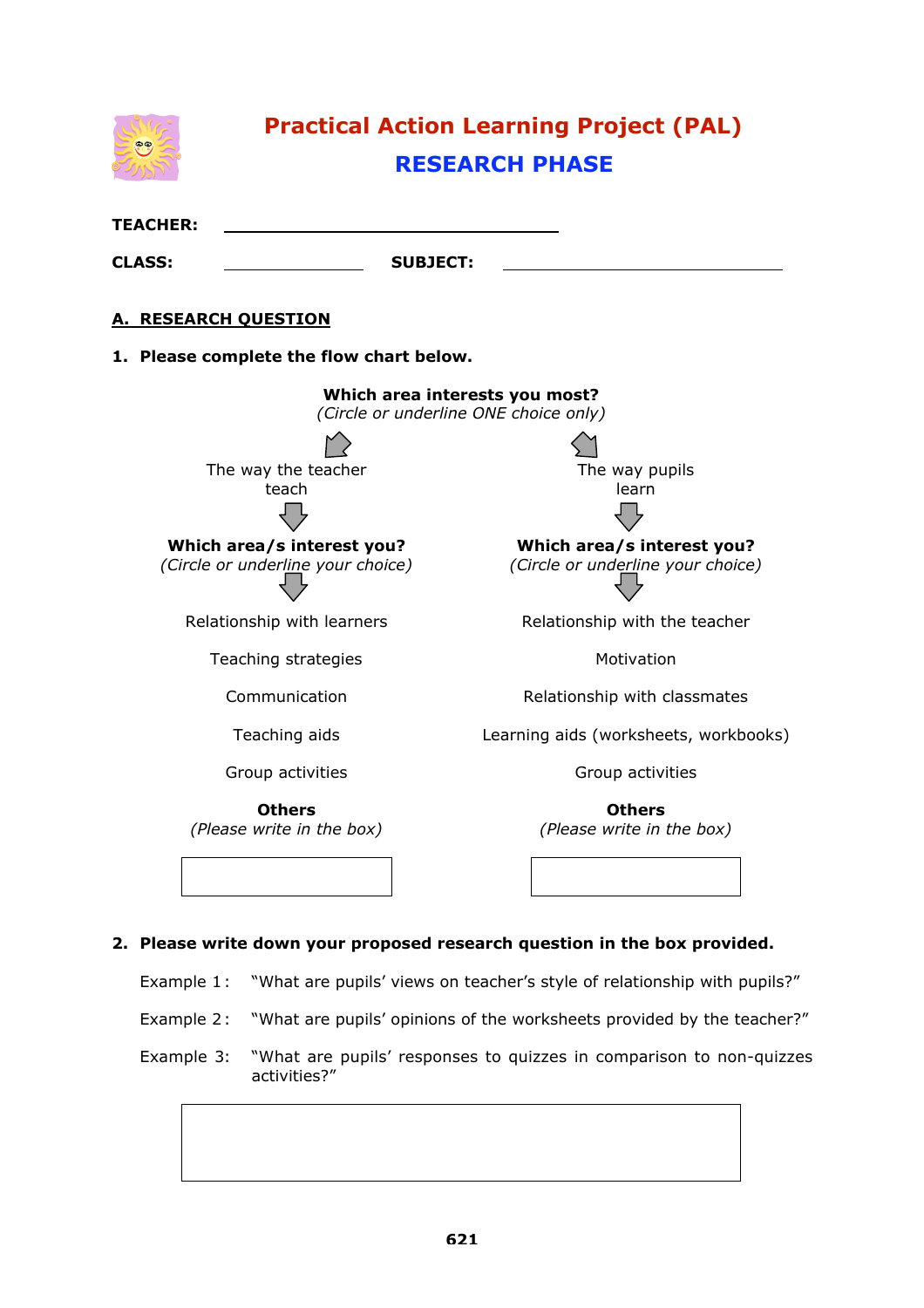# Practical Action Learning Project (PAL)

## RESEARCH PHASE

**TEACHER:** ______________________________

**CLASS:** ____________ **SUBJECT:** ________________________

**A. RESEARCH QUESTION**

**1. Please complete the flow chart below.**

**Which area interests you most?**
*(Circle or underline ONE choice only)*

| The way the teacher teach | The way pupils learn |
| --- | --- |
| **Which area/s interest you?** *(Circle or underline your choice)* | **Which area/s interest you?** *(Circle or underline your choice)* |
| Relationship with learners | Relationship with the teacher |
| Teaching strategies | Motivation |
| Communication | Relationship with classmates |
| Teaching aids | Learning aids (worksheets, workbooks) |
| Group activities | Group activities |
| **Others** *(Please write in the box)* | **Others** *(Please write in the box)* |
| [ ] | [ ] |

**2. Please write down your proposed research question in the box provided.**

Example 1 : "What are pupils' views on teacher's style of relationship with pupils?"

Example 2 : "What are pupils' opinions of the worksheets provided by the teacher?"

Example 3: "What are pupils' responses to quizzes in comparison to non-quizzes activities?"

[ ]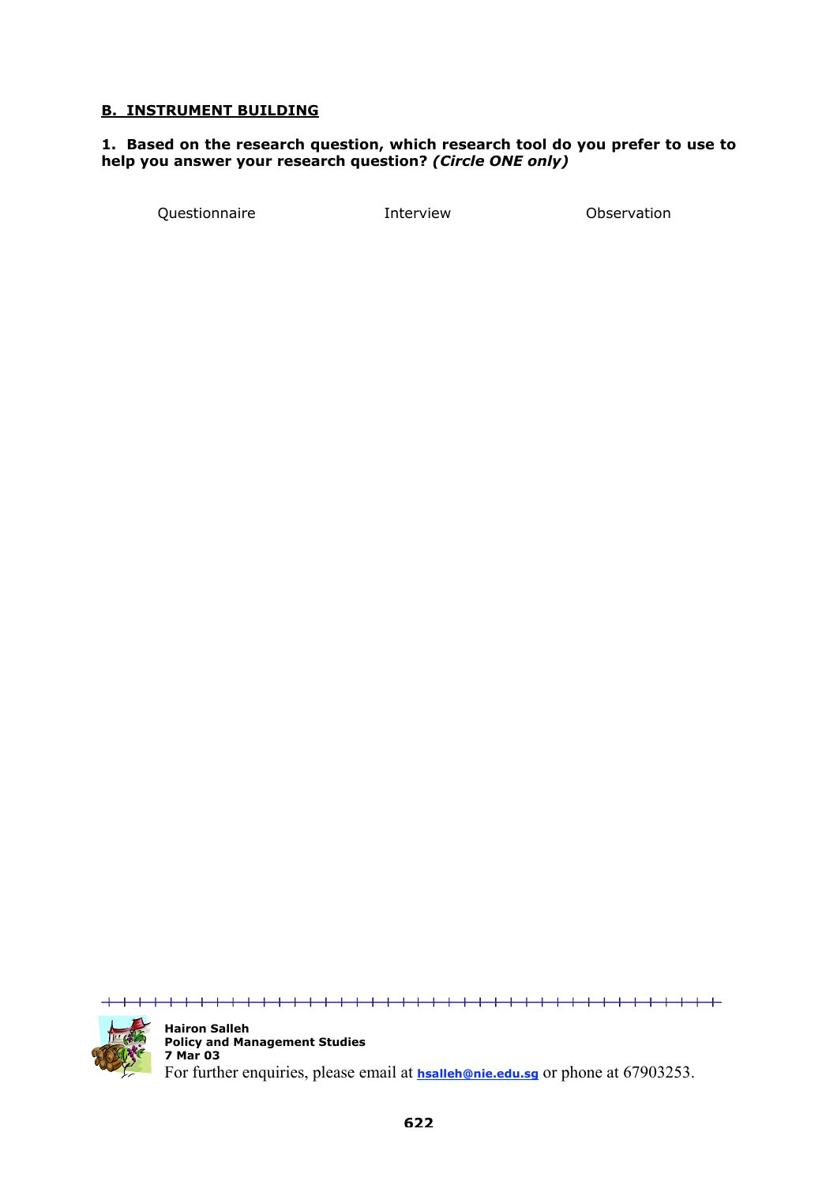## B. INSTRUMENT BUILDING

**1. Based on the research question, which research tool do you prefer to use to help you answer your research question?** ***(Circle ONE only)***

Questionnaire Interview Observation